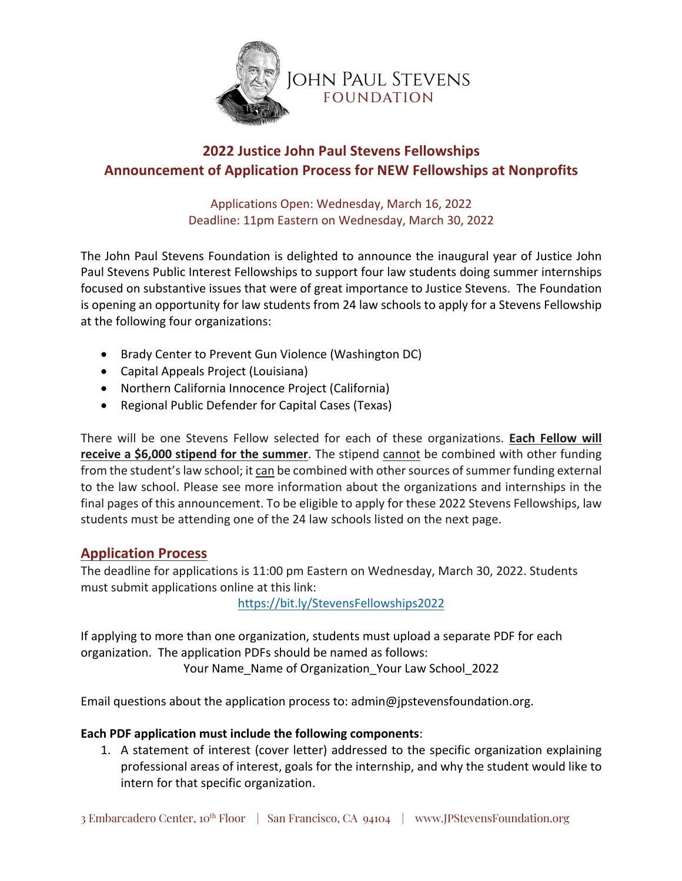JOHN PAUL STEVENS
FOUNDATION

# 2022 Justice John Paul Stevens Fellowships
## Announcement of Application Process for NEW Fellowships at Nonprofits

Applications Open: Wednesday, March 16, 2022
Deadline: 11pm Eastern on Wednesday, March 30, 2022

The John Paul Stevens Foundation is delighted to announce the inaugural year of Justice John Paul Stevens Public Interest Fellowships to support four law students doing summer internships focused on substantive issues that were of great importance to Justice Stevens. The Foundation is opening an opportunity for law students from 24 law schools to apply for a Stevens Fellowship at the following four organizations:

- Brady Center to Prevent Gun Violence (Washington DC)
- Capital Appeals Project (Louisiana)
- Northern California Innocence Project (California)
- Regional Public Defender for Capital Cases (Texas)

There will be one Stevens Fellow selected for each of these organizations. **Each Fellow will receive a $6,000 stipend for the summer**. The stipend cannot be combined with other funding from the student's law school; it can be combined with other sources of summer funding external to the law school. Please see more information about the organizations and internships in the final pages of this announcement. To be eligible to apply for these 2022 Stevens Fellowships, law students must be attending one of the 24 law schools listed on the next page.

## Application Process

The deadline for applications is 11:00 pm Eastern on Wednesday, March 30, 2022. Students must submit applications online at this link:

https://bit.ly/StevensFellowships2022

If applying to more than one organization, students must upload a separate PDF for each organization. The application PDFs should be named as follows:

Your Name_Name of Organization_Your Law School_2022

Email questions about the application process to: admin@jpstevensfoundation.org.

**Each PDF application must include the following components**:

1. A statement of interest (cover letter) addressed to the specific organization explaining professional areas of interest, goals for the internship, and why the student would like to intern for that specific organization.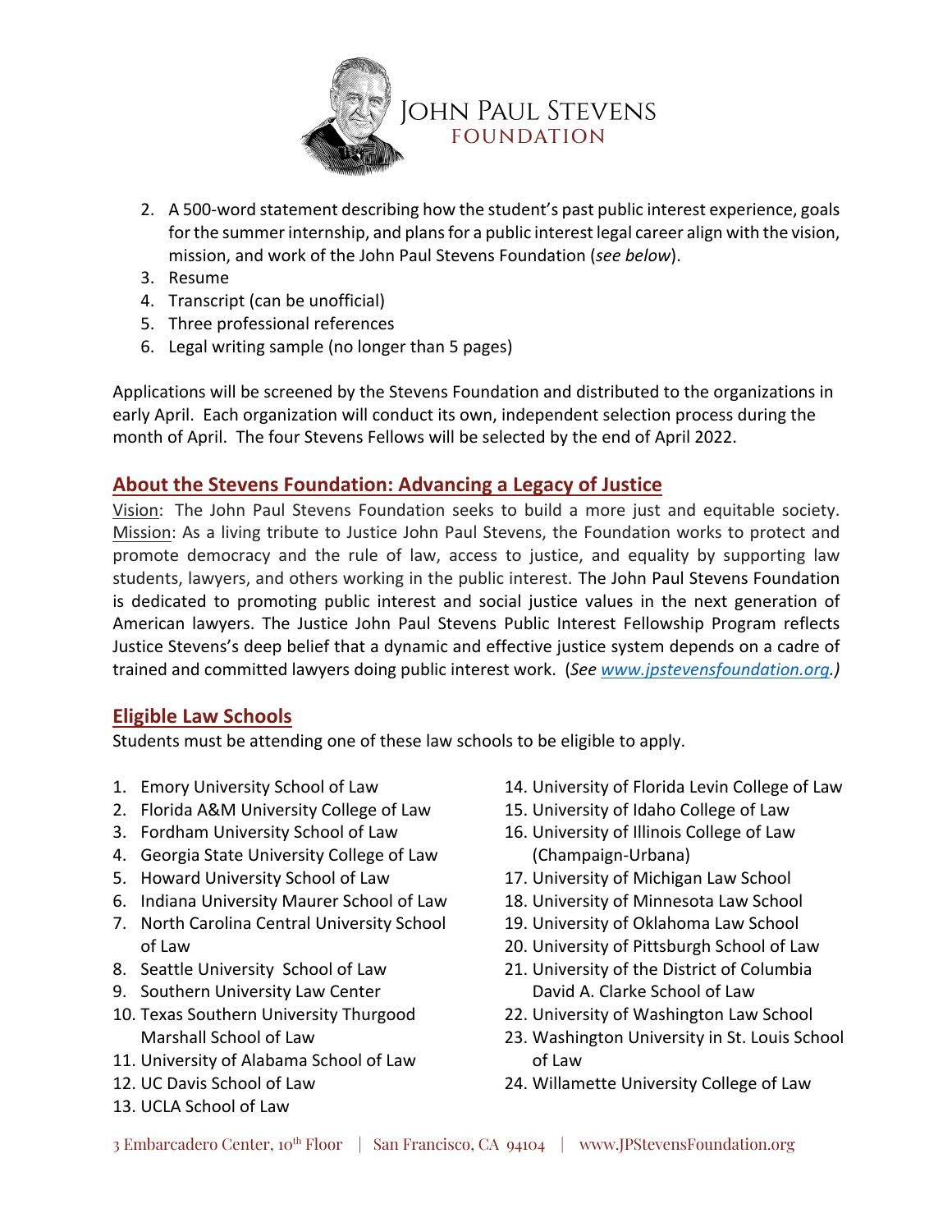2. A 500-word statement describing how the student's past public interest experience, goals for the summer internship, and plans for a public interest legal career align with the vision, mission, and work of the John Paul Stevens Foundation (*see below*).
3. Resume
4. Transcript (can be unofficial)
5. Three professional references
6. Legal writing sample (no longer than 5 pages)

Applications will be screened by the Stevens Foundation and distributed to the organizations in early April. Each organization will conduct its own, independent selection process during the month of April. The four Stevens Fellows will be selected by the end of April 2022.

## About the Stevens Foundation: Advancing a Legacy of Justice

Vision: The John Paul Stevens Foundation seeks to build a more just and equitable society. Mission: As a living tribute to Justice John Paul Stevens, the Foundation works to protect and promote democracy and the rule of law, access to justice, and equality by supporting law students, lawyers, and others working in the public interest. The John Paul Stevens Foundation is dedicated to promoting public interest and social justice values in the next generation of American lawyers. The Justice John Paul Stevens Public Interest Fellowship Program reflects Justice Stevens's deep belief that a dynamic and effective justice system depends on a cadre of trained and committed lawyers doing public interest work. (*See www.jpstevensfoundation.org.)*

## Eligible Law Schools

Students must be attending one of these law schools to be eligible to apply.

1. Emory University School of Law
2. Florida A&M University College of Law
3. Fordham University School of Law
4. Georgia State University College of Law
5. Howard University School of Law
6. Indiana University Maurer School of Law
7. North Carolina Central University School of Law
8. Seattle University School of Law
9. Southern University Law Center
10. Texas Southern University Thurgood Marshall School of Law
11. University of Alabama School of Law
12. UC Davis School of Law
13. UCLA School of Law
14. University of Florida Levin College of Law
15. University of Idaho College of Law
16. University of Illinois College of Law (Champaign-Urbana)
17. University of Michigan Law School
18. University of Minnesota Law School
19. University of Oklahoma Law School
20. University of Pittsburgh School of Law
21. University of the District of Columbia David A. Clarke School of Law
22. University of Washington Law School
23. Washington University in St. Louis School of Law
24. Willamette University College of Law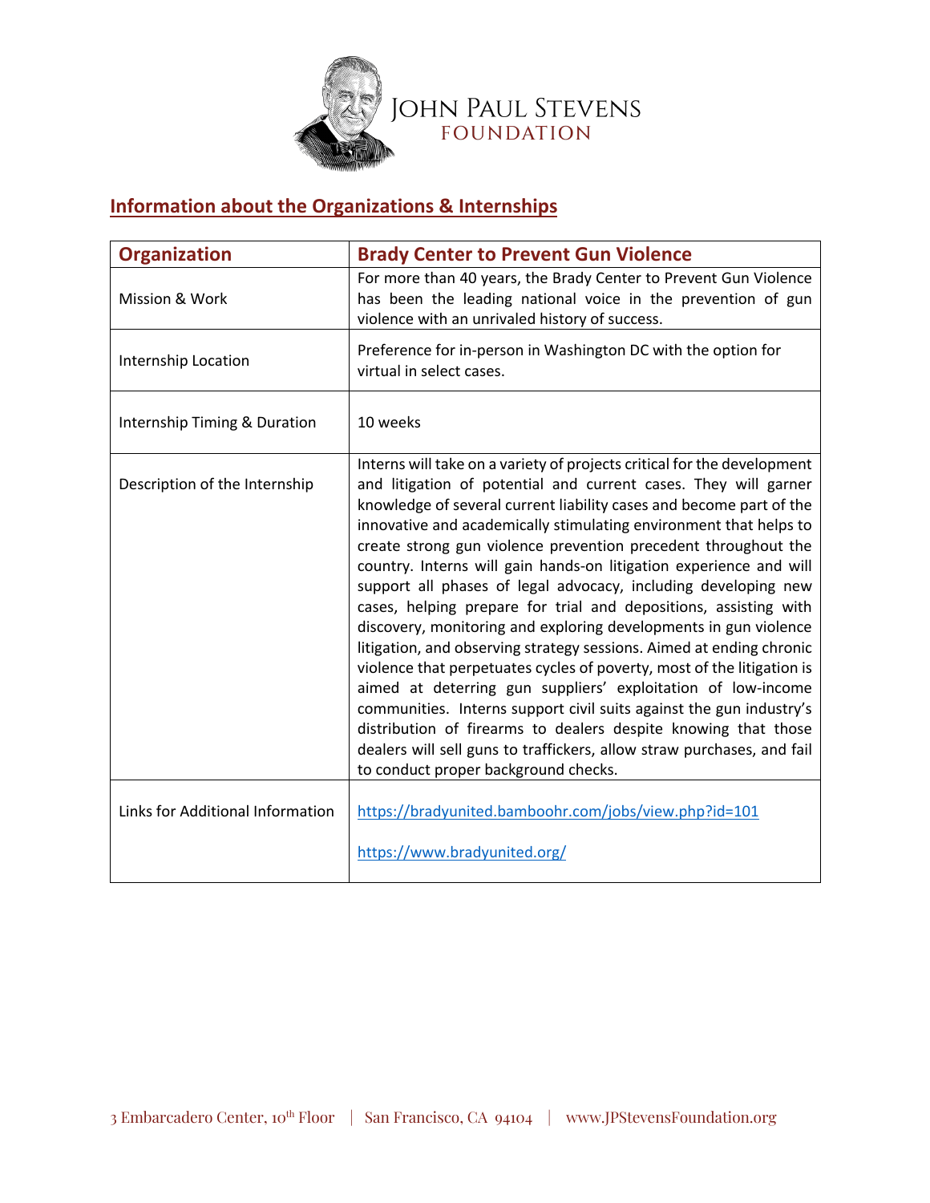## Information about the Organizations & Internships

| Organization | Brady Center to Prevent Gun Violence |
|---|---|
| Mission & Work | For more than 40 years, the Brady Center to Prevent Gun Violence has been the leading national voice in the prevention of gun violence with an unrivaled history of success. |
| Internship Location | Preference for in-person in Washington DC with the option for virtual in select cases. |
| Internship Timing & Duration | 10 weeks |
| Description of the Internship | Interns will take on a variety of projects critical for the development and litigation of potential and current cases. They will garner knowledge of several current liability cases and become part of the innovative and academically stimulating environment that helps to create strong gun violence prevention precedent throughout the country. Interns will gain hands-on litigation experience and will support all phases of legal advocacy, including developing new cases, helping prepare for trial and depositions, assisting with discovery, monitoring and exploring developments in gun violence litigation, and observing strategy sessions. Aimed at ending chronic violence that perpetuates cycles of poverty, most of the litigation is aimed at deterring gun suppliers' exploitation of low-income communities. Interns support civil suits against the gun industry's distribution of firearms to dealers despite knowing that those dealers will sell guns to traffickers, allow straw purchases, and fail to conduct proper background checks. |
| Links for Additional Information | https://bradyunited.bamboohr.com/jobs/view.php?id=101<br><br>https://www.bradyunited.org/ |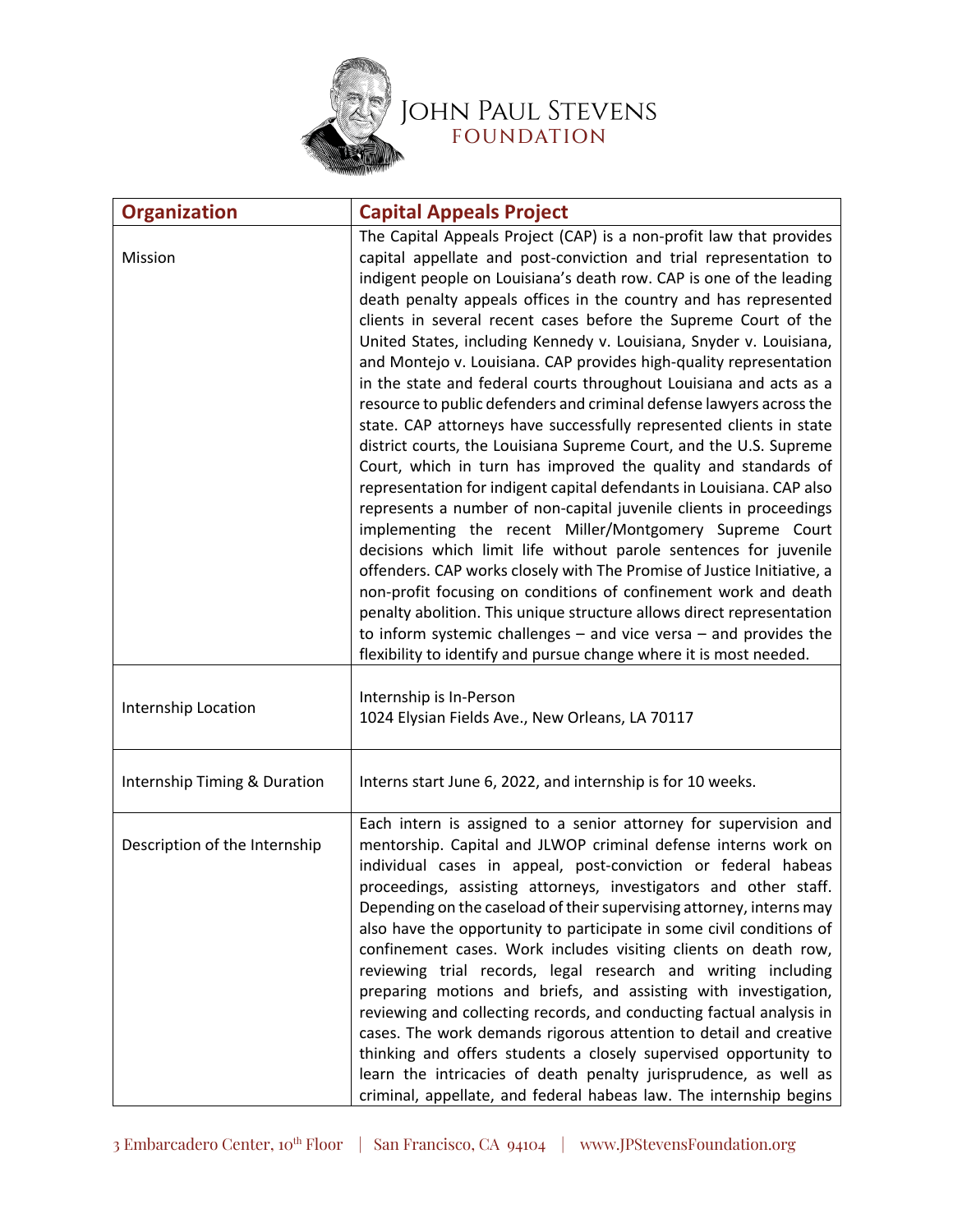JOHN PAUL STEVENS FOUNDATION

| Organization | Capital Appeals Project |
|---|---|
| Mission | The Capital Appeals Project (CAP) is a non-profit law that provides capital appellate and post-conviction and trial representation to indigent people on Louisiana's death row. CAP is one of the leading death penalty appeals offices in the country and has represented clients in several recent cases before the Supreme Court of the United States, including Kennedy v. Louisiana, Snyder v. Louisiana, and Montejo v. Louisiana. CAP provides high-quality representation in the state and federal courts throughout Louisiana and acts as a resource to public defenders and criminal defense lawyers across the state. CAP attorneys have successfully represented clients in state district courts, the Louisiana Supreme Court, and the U.S. Supreme Court, which in turn has improved the quality and standards of representation for indigent capital defendants in Louisiana. CAP also represents a number of non-capital juvenile clients in proceedings implementing the recent Miller/Montgomery Supreme Court decisions which limit life without parole sentences for juvenile offenders. CAP works closely with The Promise of Justice Initiative, a non-profit focusing on conditions of confinement work and death penalty abolition. This unique structure allows direct representation to inform systemic challenges – and vice versa – and provides the flexibility to identify and pursue change where it is most needed. |
| Internship Location | Internship is In-Person<br>1024 Elysian Fields Ave., New Orleans, LA 70117 |
| Internship Timing & Duration | Interns start June 6, 2022, and internship is for 10 weeks. |
| Description of the Internship | Each intern is assigned to a senior attorney for supervision and mentorship. Capital and JLWOP criminal defense interns work on individual cases in appeal, post-conviction or federal habeas proceedings, assisting attorneys, investigators and other staff. Depending on the caseload of their supervising attorney, interns may also have the opportunity to participate in some civil conditions of confinement cases. Work includes visiting clients on death row, reviewing trial records, legal research and writing including preparing motions and briefs, and assisting with investigation, reviewing and collecting records, and conducting factual analysis in cases. The work demands rigorous attention to detail and creative thinking and offers students a closely supervised opportunity to learn the intricacies of death penalty jurisprudence, as well as criminal, appellate, and federal habeas law. The internship begins |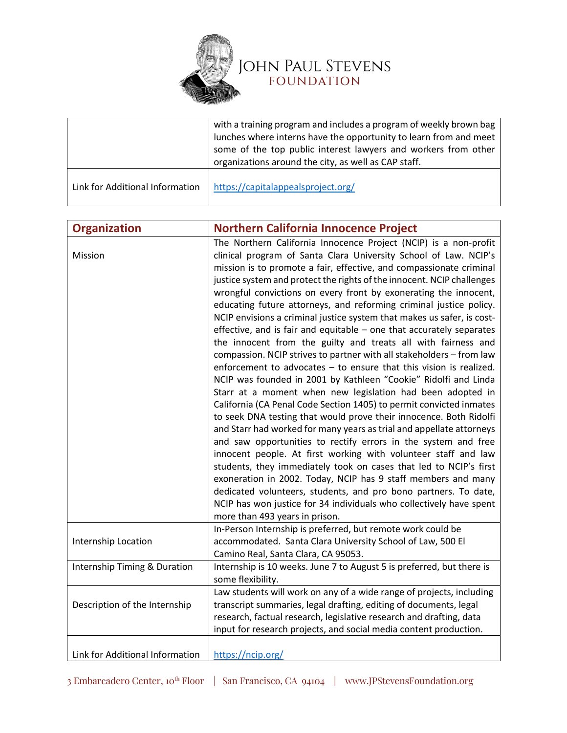| | |
|---|---|
| | with a training program and includes a program of weekly brown bag lunches where interns have the opportunity to learn from and meet some of the top public interest lawyers and workers from other organizations around the city, as well as CAP staff. |
| Link for Additional Information | https://capitalappealsproject.org/ |

| **Organization** | **Northern California Innocence Project** |
|---|---|
| Mission | The Northern California Innocence Project (NCIP) is a non-profit clinical program of Santa Clara University School of Law. NCIP's mission is to promote a fair, effective, and compassionate criminal justice system and protect the rights of the innocent. NCIP challenges wrongful convictions on every front by exonerating the innocent, educating future attorneys, and reforming criminal justice policy. NCIP envisions a criminal justice system that makes us safer, is cost-effective, and is fair and equitable – one that accurately separates the innocent from the guilty and treats all with fairness and compassion. NCIP strives to partner with all stakeholders – from law enforcement to advocates – to ensure that this vision is realized. NCIP was founded in 2001 by Kathleen "Cookie" Ridolfi and Linda Starr at a moment when new legislation had been adopted in California (CA Penal Code Section 1405) to permit convicted inmates to seek DNA testing that would prove their innocence. Both Ridolfi and Starr had worked for many years as trial and appellate attorneys and saw opportunities to rectify errors in the system and free innocent people. At first working with volunteer staff and law students, they immediately took on cases that led to NCIP's first exoneration in 2002. Today, NCIP has 9 staff members and many dedicated volunteers, students, and pro bono partners. To date, NCIP has won justice for 34 individuals who collectively have spent more than 493 years in prison. |
| Internship Location | In-Person Internship is preferred, but remote work could be accommodated. Santa Clara University School of Law, 500 El Camino Real, Santa Clara, CA 95053. |
| Internship Timing & Duration | Internship is 10 weeks. June 7 to August 5 is preferred, but there is some flexibility. |
| Description of the Internship | Law students will work on any of a wide range of projects, including transcript summaries, legal drafting, editing of documents, legal research, factual research, legislative research and drafting, data input for research projects, and social media content production. |
| Link for Additional Information | https://ncip.org/ |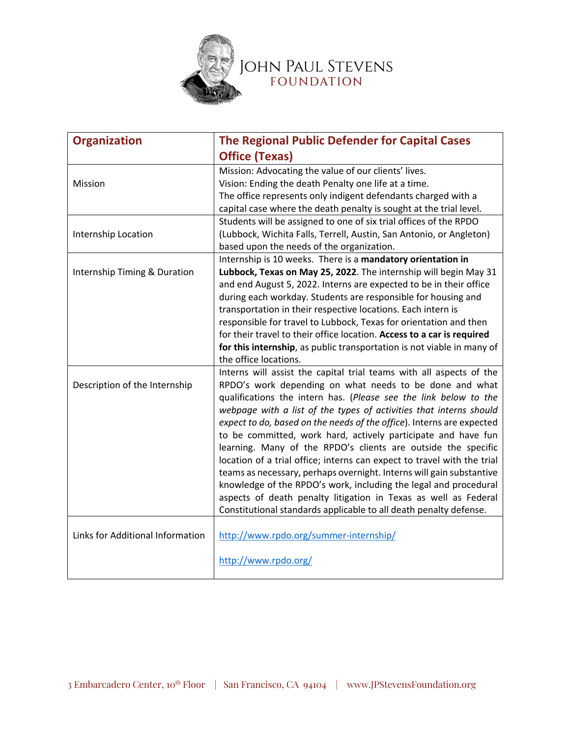| Organization | The Regional Public Defender for Capital Cases Office (Texas) |
|---|---|
| Mission | Mission: Advocating the value of our clients' lives.<br>Vision: Ending the death Penalty one life at a time.<br>The office represents only indigent defendants charged with a capital case where the death penalty is sought at the trial level. |
| Internship Location | Students will be assigned to one of six trial offices of the RPDO (Lubbock, Wichita Falls, Terrell, Austin, San Antonio, or Angleton) based upon the needs of the organization. |
| Internship Timing & Duration | Internship is 10 weeks. There is a **mandatory orientation in Lubbock, Texas on May 25, 2022**. The internship will begin May 31 and end August 5, 2022. Interns are expected to be in their office during each workday. Students are responsible for housing and transportation in their respective locations. Each intern is responsible for travel to Lubbock, Texas for orientation and then for their travel to their office location. **Access to a car is required for this internship**, as public transportation is not viable in many of the office locations. |
| Description of the Internship | Interns will assist the capital trial teams with all aspects of the RPDO's work depending on what needs to be done and what qualifications the intern has. (*Please see the link below to the webpage with a list of the types of activities that interns should expect to do, based on the needs of the office*). Interns are expected to be committed, work hard, actively participate and have fun learning. Many of the RPDO's clients are outside the specific location of a trial office; interns can expect to travel with the trial teams as necessary, perhaps overnight. Interns will gain substantive knowledge of the RPDO's work, including the legal and procedural aspects of death penalty litigation in Texas as well as Federal Constitutional standards applicable to all death penalty defense. |
| Links for Additional Information | http://www.rpdo.org/summer-internship/<br><br>http://www.rpdo.org/ |